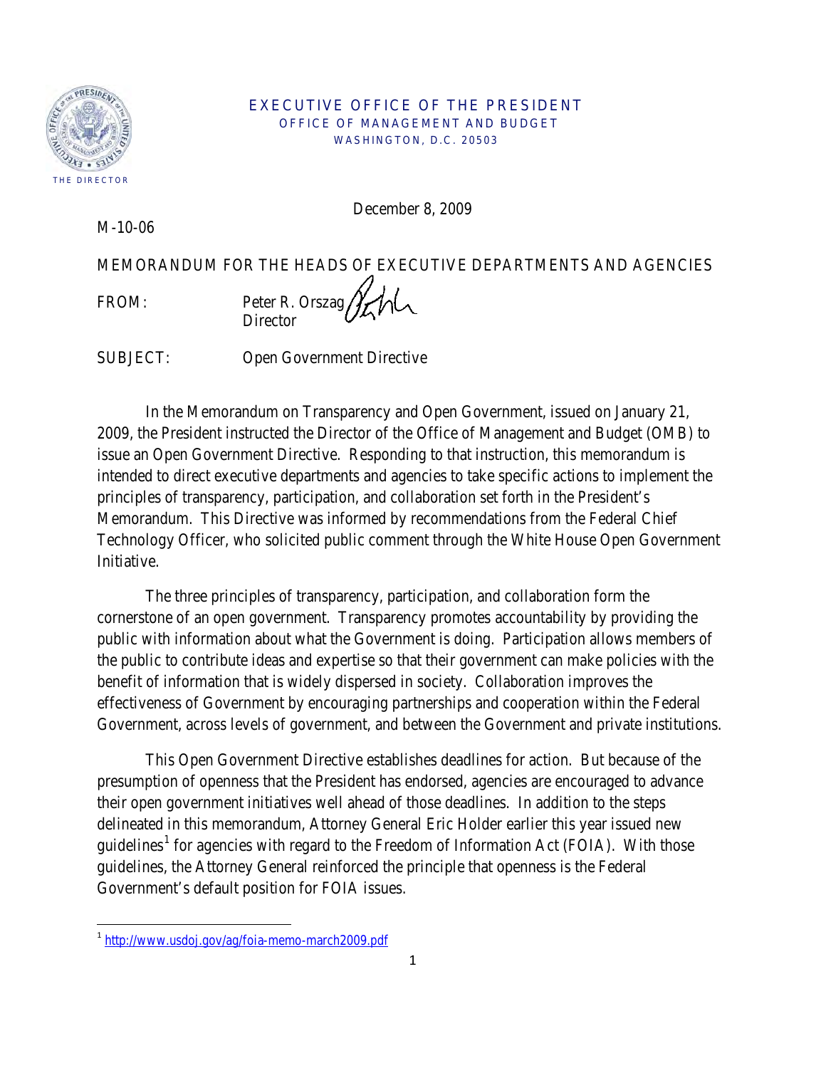THE DIRECTOR

EXECUTIVE OFFICE OF THE PRESIDENT
OFFICE OF MANAGEMENT AND BUDGET
WASHINGTON, D.C. 20503

December 8, 2009

M-10-06

MEMORANDUM FOR THE HEADS OF EXECUTIVE DEPARTMENTS AND AGENCIES

FROM: Peter R. Orszag
Director

SUBJECT: Open Government Directive

In the Memorandum on Transparency and Open Government, issued on January 21, 2009, the President instructed the Director of the Office of Management and Budget (OMB) to issue an Open Government Directive. Responding to that instruction, this memorandum is intended to direct executive departments and agencies to take specific actions to implement the principles of transparency, participation, and collaboration set forth in the President's Memorandum. This Directive was informed by recommendations from the Federal Chief Technology Officer, who solicited public comment through the White House Open Government Initiative.

The three principles of transparency, participation, and collaboration form the cornerstone of an open government. Transparency promotes accountability by providing the public with information about what the Government is doing. Participation allows members of the public to contribute ideas and expertise so that their government can make policies with the benefit of information that is widely dispersed in society. Collaboration improves the effectiveness of Government by encouraging partnerships and cooperation within the Federal Government, across levels of government, and between the Government and private institutions.

This Open Government Directive establishes deadlines for action. But because of the presumption of openness that the President has endorsed, agencies are encouraged to advance their open government initiatives well ahead of those deadlines. In addition to the steps delineated in this memorandum, Attorney General Eric Holder earlier this year issued new guidelines[1] for agencies with regard to the Freedom of Information Act (FOIA). With those guidelines, the Attorney General reinforced the principle that openness is the Federal Government's default position for FOIA issues.

[1] http://www.usdoj.gov/ag/foia-memo-march2009.pdf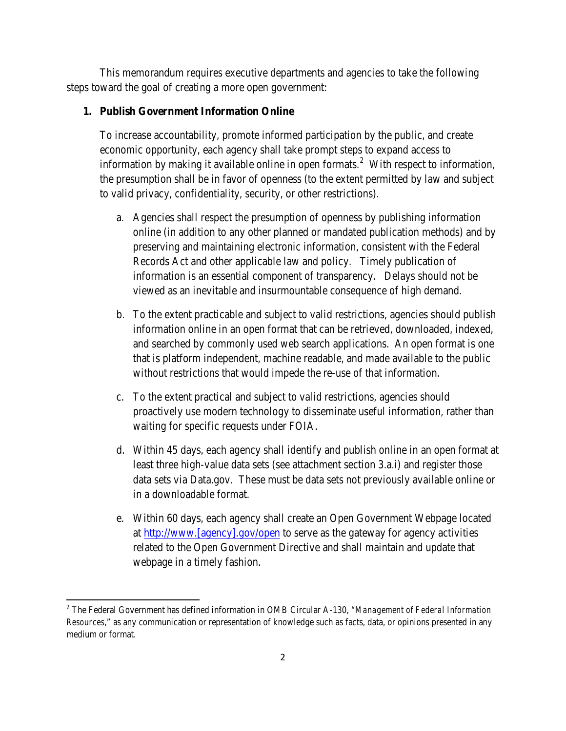This memorandum requires executive departments and agencies to take the following steps toward the goal of creating a more open government:

1. **Publish Government Information Online**

   To increase accountability, promote informed participation by the public, and create economic opportunity, each agency shall take prompt steps to expand access to information by making it available online in open formats.[2] With respect to information, the presumption shall be in favor of openness (to the extent permitted by law and subject to valid privacy, confidentiality, security, or other restrictions).

   a. Agencies shall respect the presumption of openness by publishing information online (in addition to any other planned or mandated publication methods) and by preserving and maintaining electronic information, consistent with the Federal Records Act and other applicable law and policy. Timely publication of information is an essential component of transparency. Delays should not be viewed as an inevitable and insurmountable consequence of high demand.

   b. To the extent practicable and subject to valid restrictions, agencies should publish information online in an open format that can be retrieved, downloaded, indexed, and searched by commonly used web search applications. An open format is one that is platform independent, machine readable, and made available to the public without restrictions that would impede the re-use of that information.

   c. To the extent practical and subject to valid restrictions, agencies should proactively use modern technology to disseminate useful information, rather than waiting for specific requests under FOIA.

   d. Within 45 days, each agency shall identify and publish online in an open format at least three high-value data sets (see attachment section 3.a.i) and register those data sets via Data.gov. These must be data sets not previously available online or in a downloadable format.

   e. Within 60 days, each agency shall create an Open Government Webpage located at http://www.[agency].gov/open to serve as the gateway for agency activities related to the Open Government Directive and shall maintain and update that webpage in a timely fashion.

---

[2] The Federal Government has defined information in OMB Circular A-130, "*Management of Federal Information Resources*," as any communication or representation of knowledge such as facts, data, or opinions presented in any medium or format.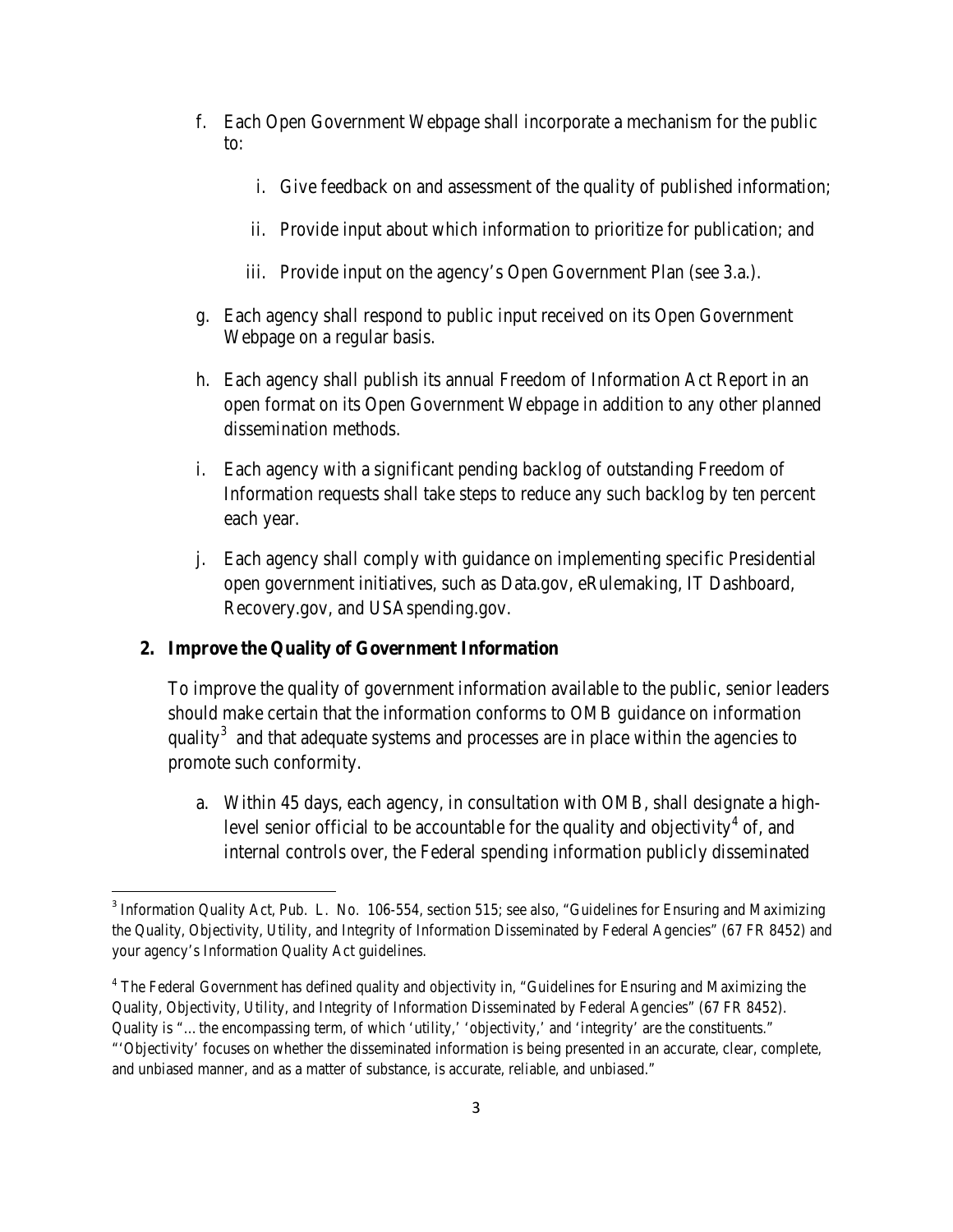f. Each Open Government Webpage shall incorporate a mechanism for the public to:

   i. Give feedback on and assessment of the quality of published information;

   ii. Provide input about which information to prioritize for publication; and

   iii. Provide input on the agency's Open Government Plan (see 3.a.).

g. Each agency shall respond to public input received on its Open Government Webpage on a regular basis.

h. Each agency shall publish its annual Freedom of Information Act Report in an open format on its Open Government Webpage in addition to any other planned dissemination methods.

i. Each agency with a significant pending backlog of outstanding Freedom of Information requests shall take steps to reduce any such backlog by ten percent each year.

j. Each agency shall comply with guidance on implementing specific Presidential open government initiatives, such as Data.gov, eRulemaking, IT Dashboard, Recovery.gov, and USAspending.gov.

**2. Improve the Quality of Government Information**

To improve the quality of government information available to the public, senior leaders should make certain that the information conforms to OMB guidance on information quality[3] and that adequate systems and processes are in place within the agencies to promote such conformity.

a. Within 45 days, each agency, in consultation with OMB, shall designate a high-level senior official to be accountable for the quality and objectivity[4] of, and internal controls over, the Federal spending information publicly disseminated

---

[3] Information Quality Act, Pub. L. No. 106-554, section 515; see also, "Guidelines for Ensuring and Maximizing the Quality, Objectivity, Utility, and Integrity of Information Disseminated by Federal Agencies" (67 FR 8452) and your agency's Information Quality Act guidelines.

[4] The Federal Government has defined quality and objectivity in, "Guidelines for Ensuring and Maximizing the Quality, Objectivity, Utility, and Integrity of Information Disseminated by Federal Agencies" (67 FR 8452). Quality is "…the encompassing term, of which 'utility,' 'objectivity,' and 'integrity' are the constituents." "'Objectivity' focuses on whether the disseminated information is being presented in an accurate, clear, complete, and unbiased manner, and as a matter of substance, is accurate, reliable, and unbiased."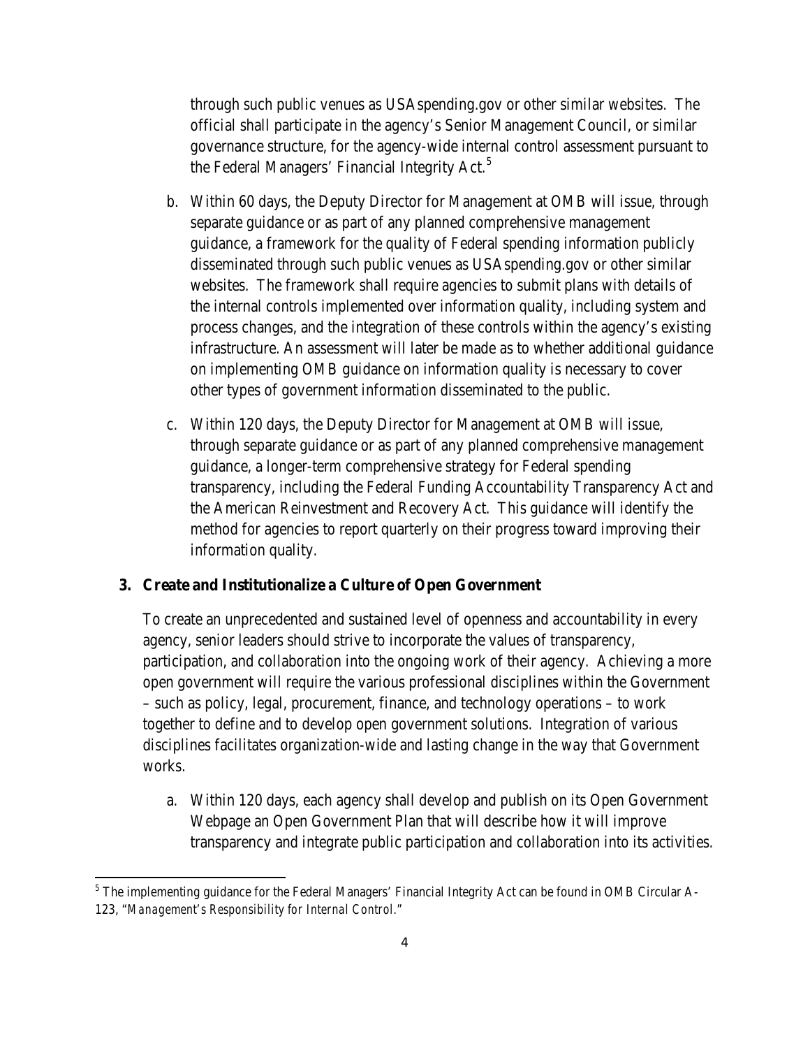through such public venues as USAspending.gov or other similar websites. The official shall participate in the agency's Senior Management Council, or similar governance structure, for the agency-wide internal control assessment pursuant to the Federal Managers' Financial Integrity Act.[5]

b. Within 60 days, the Deputy Director for Management at OMB will issue, through separate guidance or as part of any planned comprehensive management guidance, a framework for the quality of Federal spending information publicly disseminated through such public venues as USAspending.gov or other similar websites. The framework shall require agencies to submit plans with details of the internal controls implemented over information quality, including system and process changes, and the integration of these controls within the agency's existing infrastructure. An assessment will later be made as to whether additional guidance on implementing OMB guidance on information quality is necessary to cover other types of government information disseminated to the public.

c. Within 120 days, the Deputy Director for Management at OMB will issue, through separate guidance or as part of any planned comprehensive management guidance, a longer-term comprehensive strategy for Federal spending transparency, including the Federal Funding Accountability Transparency Act and the American Reinvestment and Recovery Act. This guidance will identify the method for agencies to report quarterly on their progress toward improving their information quality.

### 3. *Create and Institutionalize a Culture of Open Government*

To create an unprecedented and sustained level of openness and accountability in every agency, senior leaders should strive to incorporate the values of transparency, participation, and collaboration into the ongoing work of their agency. Achieving a more open government will require the various professional disciplines within the Government – such as policy, legal, procurement, finance, and technology operations – to work together to define and to develop open government solutions. Integration of various disciplines facilitates organization-wide and lasting change in the way that Government works.

a. Within 120 days, each agency shall develop and publish on its Open Government Webpage an Open Government Plan that will describe how it will improve transparency and integrate public participation and collaboration into its activities.

---

[5] The implementing guidance for the Federal Managers' Financial Integrity Act can be found in OMB Circular A-123, "*Management's Responsibility for Internal Control*."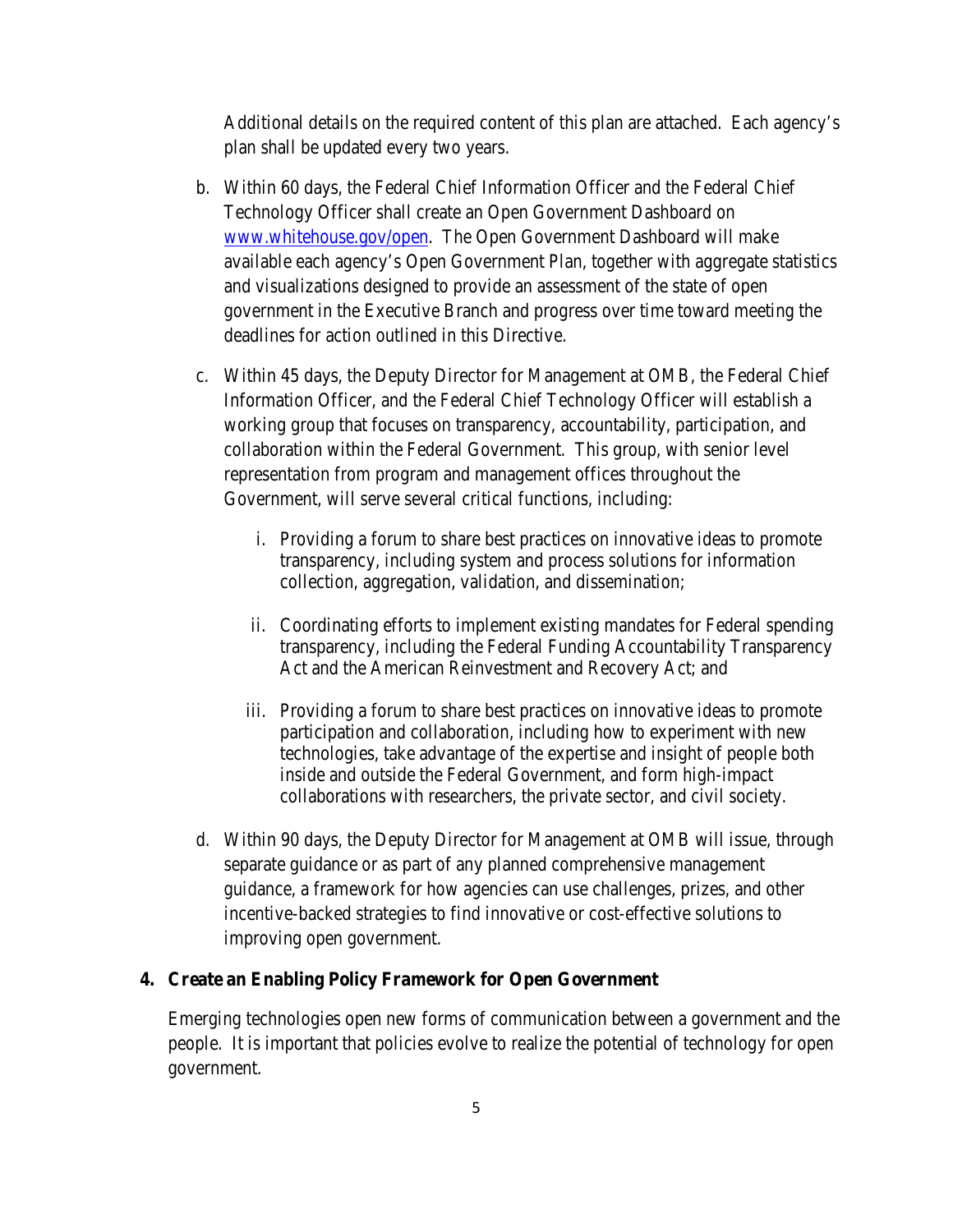Additional details on the required content of this plan are attached. Each agency's plan shall be updated every two years.

b. Within 60 days, the Federal Chief Information Officer and the Federal Chief Technology Officer shall create an Open Government Dashboard on [www.whitehouse.gov/open](http://www.whitehouse.gov/open). The Open Government Dashboard will make available each agency's Open Government Plan, together with aggregate statistics and visualizations designed to provide an assessment of the state of open government in the Executive Branch and progress over time toward meeting the deadlines for action outlined in this Directive.

c. Within 45 days, the Deputy Director for Management at OMB, the Federal Chief Information Officer, and the Federal Chief Technology Officer will establish a working group that focuses on transparency, accountability, participation, and collaboration within the Federal Government. This group, with senior level representation from program and management offices throughout the Government, will serve several critical functions, including:

   i. Providing a forum to share best practices on innovative ideas to promote transparency, including system and process solutions for information collection, aggregation, validation, and dissemination;

   ii. Coordinating efforts to implement existing mandates for Federal spending transparency, including the Federal Funding Accountability Transparency Act and the American Reinvestment and Recovery Act; and

   iii. Providing a forum to share best practices on innovative ideas to promote participation and collaboration, including how to experiment with new technologies, take advantage of the expertise and insight of people both inside and outside the Federal Government, and form high-impact collaborations with researchers, the private sector, and civil society.

d. Within 90 days, the Deputy Director for Management at OMB will issue, through separate guidance or as part of any planned comprehensive management guidance, a framework for how agencies can use challenges, prizes, and other incentive-backed strategies to find innovative or cost-effective solutions to improving open government.

**4. Create an Enabling Policy Framework for Open Government**

Emerging technologies open new forms of communication between a government and the people. It is important that policies evolve to realize the potential of technology for open government.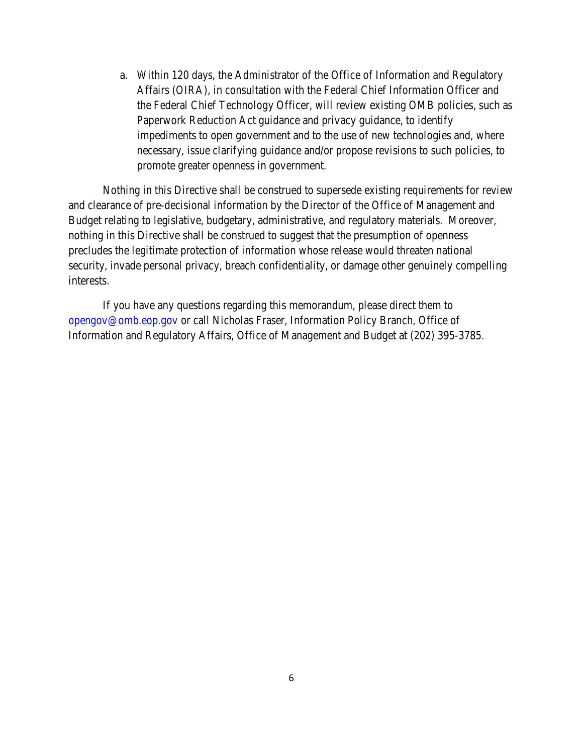a. Within 120 days, the Administrator of the Office of Information and Regulatory Affairs (OIRA), in consultation with the Federal Chief Information Officer and the Federal Chief Technology Officer, will review existing OMB policies, such as Paperwork Reduction Act guidance and privacy guidance, to identify impediments to open government and to the use of new technologies and, where necessary, issue clarifying guidance and/or propose revisions to such policies, to promote greater openness in government.

Nothing in this Directive shall be construed to supersede existing requirements for review and clearance of pre-decisional information by the Director of the Office of Management and Budget relating to legislative, budgetary, administrative, and regulatory materials. Moreover, nothing in this Directive shall be construed to suggest that the presumption of openness precludes the legitimate protection of information whose release would threaten national security, invade personal privacy, breach confidentiality, or damage other genuinely compelling interests.

If you have any questions regarding this memorandum, please direct them to opengov@omb.eop.gov or call Nicholas Fraser, Information Policy Branch, Office of Information and Regulatory Affairs, Office of Management and Budget at (202) 395-3785.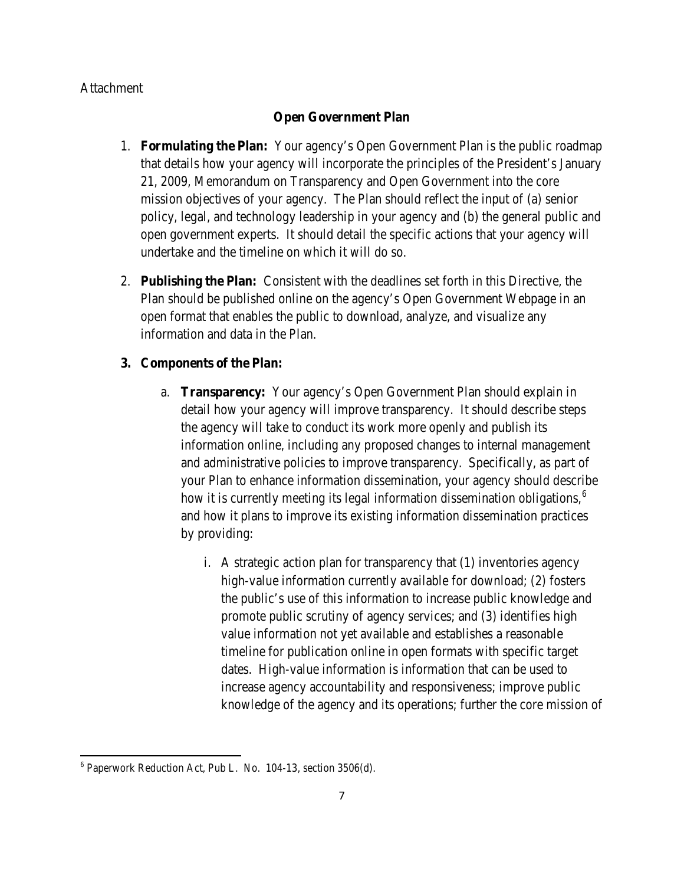Attachment

## Open Government Plan

1. **Formulating the Plan:** Your agency's Open Government Plan is the public roadmap that details how your agency will incorporate the principles of the President's January 21, 2009, Memorandum on Transparency and Open Government into the core mission objectives of your agency. The Plan should reflect the input of (a) senior policy, legal, and technology leadership in your agency and (b) the general public and open government experts. It should detail the specific actions that your agency will undertake and the timeline on which it will do so.

2. **Publishing the Plan:** Consistent with the deadlines set forth in this Directive, the Plan should be published online on the agency's Open Government Webpage in an open format that enables the public to download, analyze, and visualize any information and data in the Plan.

3. **Components of the Plan:**

   a. **Transparency:** Your agency's Open Government Plan should explain in detail how your agency will improve transparency. It should describe steps the agency will take to conduct its work more openly and publish its information online, including any proposed changes to internal management and administrative policies to improve transparency. Specifically, as part of your Plan to enhance information dissemination, your agency should describe how it is currently meeting its legal information dissemination obligations,[6] and how it plans to improve its existing information dissemination practices by providing:

      i. A strategic action plan for transparency that (1) inventories agency high-value information currently available for download; (2) fosters the public's use of this information to increase public knowledge and promote public scrutiny of agency services; and (3) identifies high value information not yet available and establishes a reasonable timeline for publication online in open formats with specific target dates. High-value information is information that can be used to increase agency accountability and responsiveness; improve public knowledge of the agency and its operations; further the core mission of

---

[6] Paperwork Reduction Act, Pub L. No. 104-13, section 3506(d).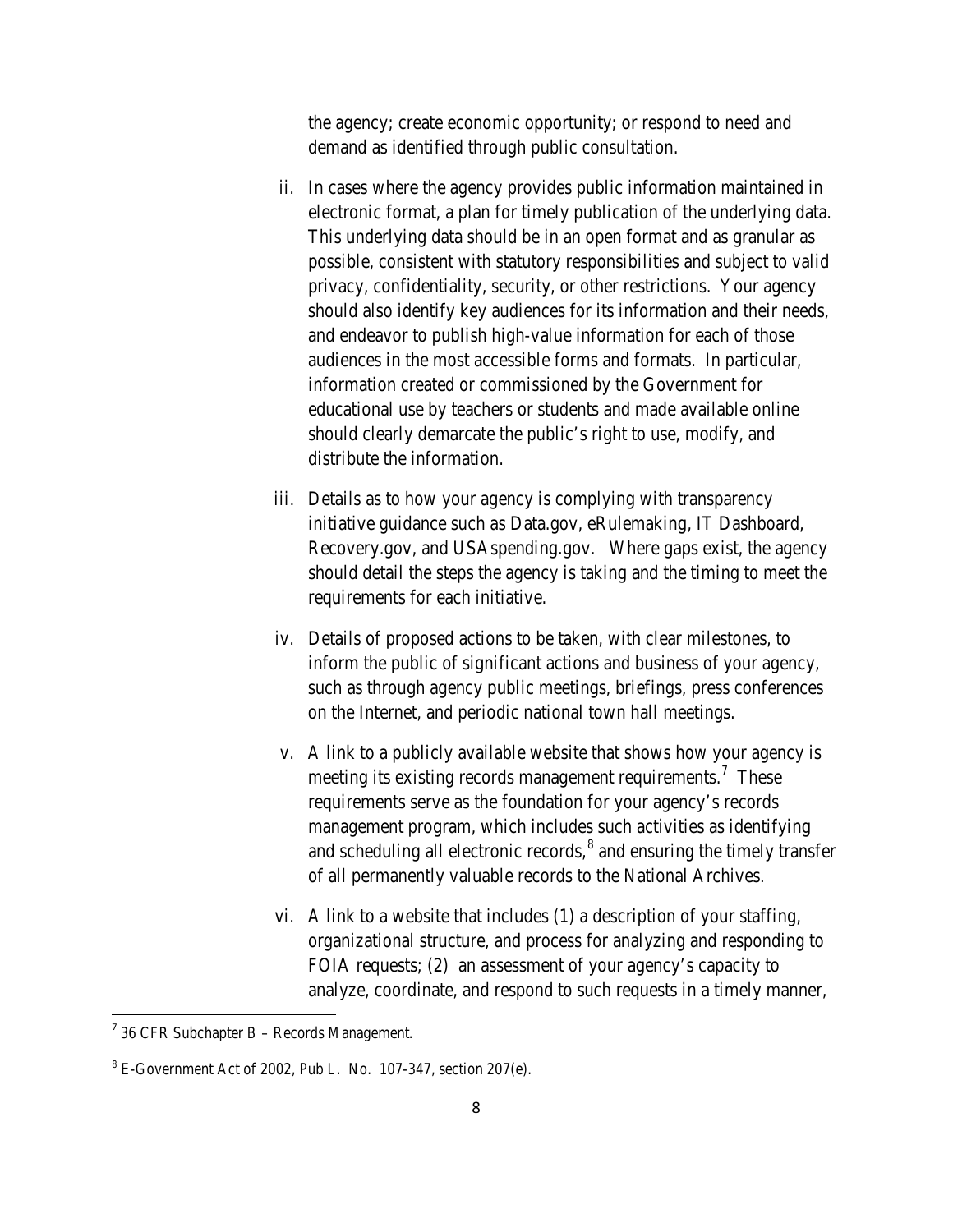the agency; create economic opportunity; or respond to need and demand as identified through public consultation.

ii. In cases where the agency provides public information maintained in electronic format, a plan for timely publication of the underlying data. This underlying data should be in an open format and as granular as possible, consistent with statutory responsibilities and subject to valid privacy, confidentiality, security, or other restrictions. Your agency should also identify key audiences for its information and their needs, and endeavor to publish high-value information for each of those audiences in the most accessible forms and formats. In particular, information created or commissioned by the Government for educational use by teachers or students and made available online should clearly demarcate the public's right to use, modify, and distribute the information.

iii. Details as to how your agency is complying with transparency initiative guidance such as Data.gov, eRulemaking, IT Dashboard, Recovery.gov, and USAspending.gov. Where gaps exist, the agency should detail the steps the agency is taking and the timing to meet the requirements for each initiative.

iv. Details of proposed actions to be taken, with clear milestones, to inform the public of significant actions and business of your agency, such as through agency public meetings, briefings, press conferences on the Internet, and periodic national town hall meetings.

v. A link to a publicly available website that shows how your agency is meeting its existing records management requirements.[7] These requirements serve as the foundation for your agency's records management program, which includes such activities as identifying and scheduling all electronic records,[8] and ensuring the timely transfer of all permanently valuable records to the National Archives.

vi. A link to a website that includes (1) a description of your staffing, organizational structure, and process for analyzing and responding to FOIA requests; (2) an assessment of your agency's capacity to analyze, coordinate, and respond to such requests in a timely manner,

[7] 36 CFR Subchapter B – Records Management.

[8] E-Government Act of 2002, Pub L. No. 107-347, section 207(e).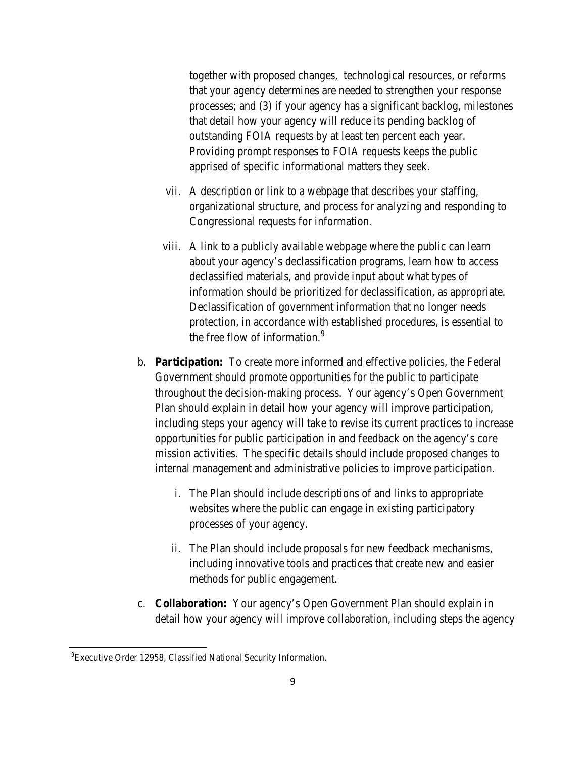together with proposed changes, technological resources, or reforms that your agency determines are needed to strengthen your response processes; and (3) if your agency has a significant backlog, milestones that detail how your agency will reduce its pending backlog of outstanding FOIA requests by at least ten percent each year. Providing prompt responses to FOIA requests keeps the public apprised of specific informational matters they seek.

vii. A description or link to a webpage that describes your staffing, organizational structure, and process for analyzing and responding to Congressional requests for information.

viii. A link to a publicly available webpage where the public can learn about your agency's declassification programs, learn how to access declassified materials, and provide input about what types of information should be prioritized for declassification, as appropriate. Declassification of government information that no longer needs protection, in accordance with established procedures, is essential to the free flow of information.[9]

b. **Participation:** To create more informed and effective policies, the Federal Government should promote opportunities for the public to participate throughout the decision-making process. Your agency's Open Government Plan should explain in detail how your agency will improve participation, including steps your agency will take to revise its current practices to increase opportunities for public participation in and feedback on the agency's core mission activities. The specific details should include proposed changes to internal management and administrative policies to improve participation.

   i. The Plan should include descriptions of and links to appropriate websites where the public can engage in existing participatory processes of your agency.

   ii. The Plan should include proposals for new feedback mechanisms, including innovative tools and practices that create new and easier methods for public engagement.

c. **Collaboration:** Your agency's Open Government Plan should explain in detail how your agency will improve collaboration, including steps the agency

[9] Executive Order 12958, Classified National Security Information.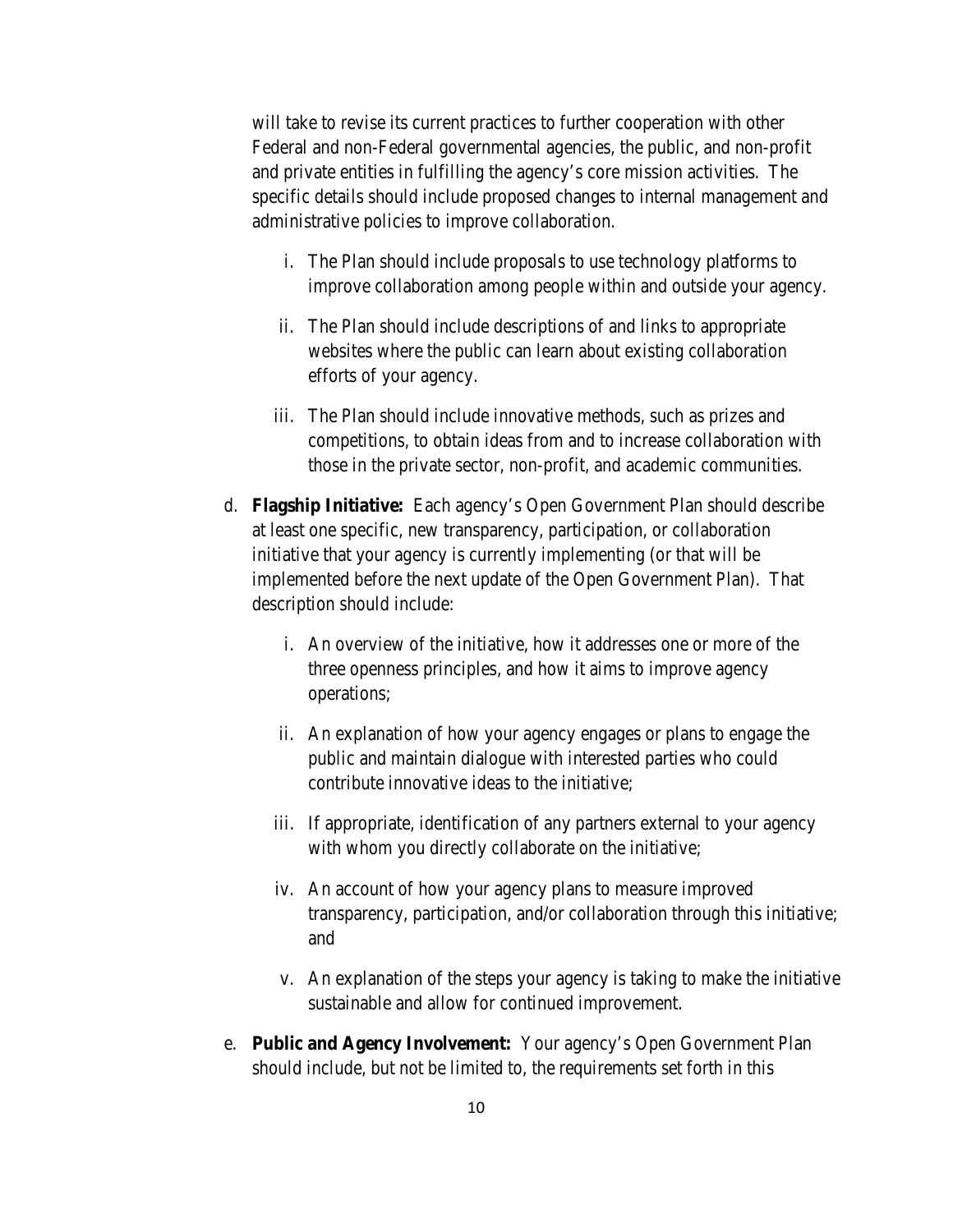will take to revise its current practices to further cooperation with other Federal and non-Federal governmental agencies, the public, and non-profit and private entities in fulfilling the agency's core mission activities. The specific details should include proposed changes to internal management and administrative policies to improve collaboration.

   i. The Plan should include proposals to use technology platforms to improve collaboration among people within and outside your agency.

   ii. The Plan should include descriptions of and links to appropriate websites where the public can learn about existing collaboration efforts of your agency.

   iii. The Plan should include innovative methods, such as prizes and competitions, to obtain ideas from and to increase collaboration with those in the private sector, non-profit, and academic communities.

d. **Flagship Initiative:** Each agency's Open Government Plan should describe at least one specific, new transparency, participation, or collaboration initiative that your agency is currently implementing (or that will be implemented before the next update of the Open Government Plan). That description should include:

   i. An overview of the initiative, how it addresses one or more of the three openness principles, and how it aims to improve agency operations;

   ii. An explanation of how your agency engages or plans to engage the public and maintain dialogue with interested parties who could contribute innovative ideas to the initiative;

   iii. If appropriate, identification of any partners external to your agency with whom you directly collaborate on the initiative;

   iv. An account of how your agency plans to measure improved transparency, participation, and/or collaboration through this initiative; and

   v. An explanation of the steps your agency is taking to make the initiative sustainable and allow for continued improvement.

e. **Public and Agency Involvement:** Your agency's Open Government Plan should include, but not be limited to, the requirements set forth in this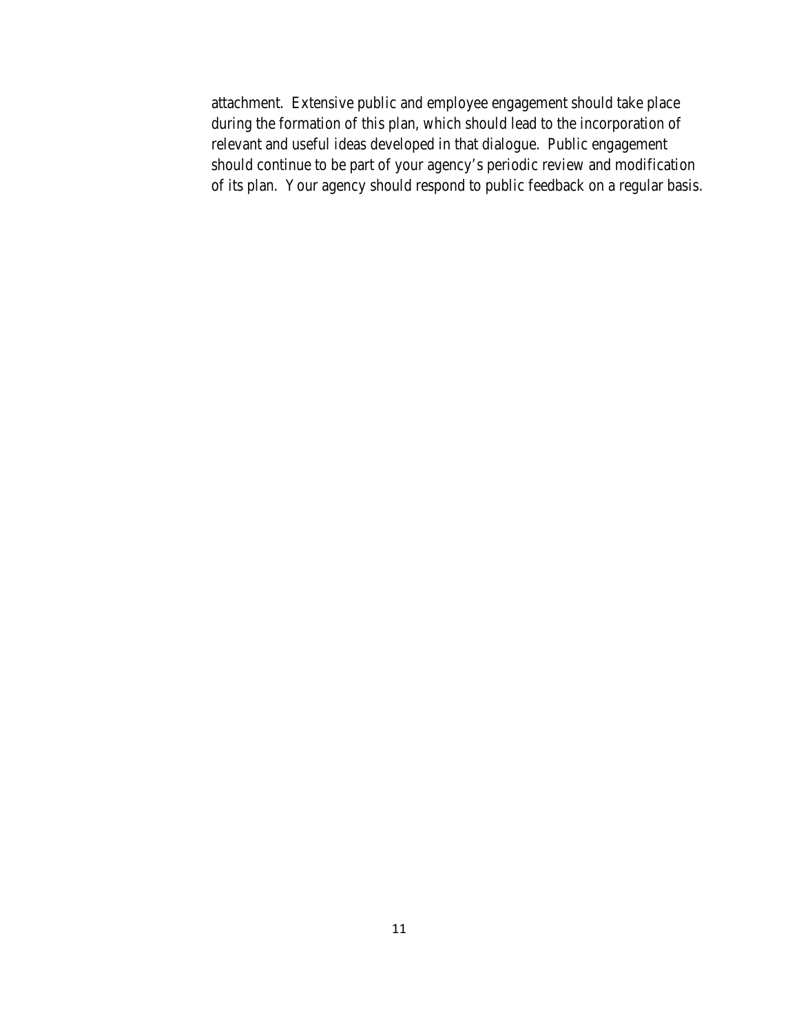attachment. Extensive public and employee engagement should take place during the formation of this plan, which should lead to the incorporation of relevant and useful ideas developed in that dialogue. Public engagement should continue to be part of your agency's periodic review and modification of its plan. Your agency should respond to public feedback on a regular basis.